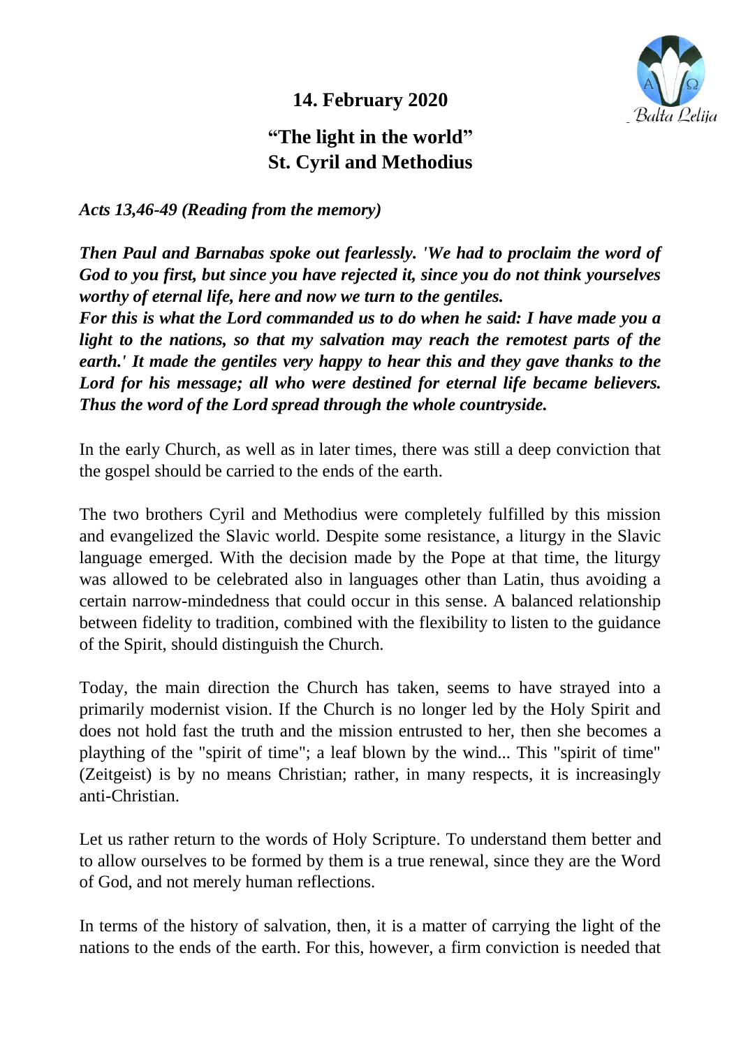**14. February 2020**

# "The light in the world"
# St. Cyril and Methodius

*Acts 13,46-49 (Reading from the memory)*

***Then Paul and Barnabas spoke out fearlessly. 'We had to proclaim the word of God to you first, but since you have rejected it, since you do not think yourselves worthy of eternal life, here and now we turn to the gentiles.***
***For this is what the Lord commanded us to do when he said: I have made you a light to the nations, so that my salvation may reach the remotest parts of the earth.' It made the gentiles very happy to hear this and they gave thanks to the Lord for his message; all who were destined for eternal life became believers. Thus the word of the Lord spread through the whole countryside.***

In the early Church, as well as in later times, there was still a deep conviction that the gospel should be carried to the ends of the earth.

The two brothers Cyril and Methodius were completely fulfilled by this mission and evangelized the Slavic world. Despite some resistance, a liturgy in the Slavic language emerged. With the decision made by the Pope at that time, the liturgy was allowed to be celebrated also in languages other than Latin, thus avoiding a certain narrow-mindedness that could occur in this sense. A balanced relationship between fidelity to tradition, combined with the flexibility to listen to the guidance of the Spirit, should distinguish the Church.

Today, the main direction the Church has taken, seems to have strayed into a primarily modernist vision. If the Church is no longer led by the Holy Spirit and does not hold fast the truth and the mission entrusted to her, then she becomes a plaything of the "spirit of time"; a leaf blown by the wind... This "spirit of time" (Zeitgeist) is by no means Christian; rather, in many respects, it is increasingly anti-Christian.

Let us rather return to the words of Holy Scripture. To understand them better and to allow ourselves to be formed by them is a true renewal, since they are the Word of God, and not merely human reflections.

In terms of the history of salvation, then, it is a matter of carrying the light of the nations to the ends of the earth. For this, however, a firm conviction is needed that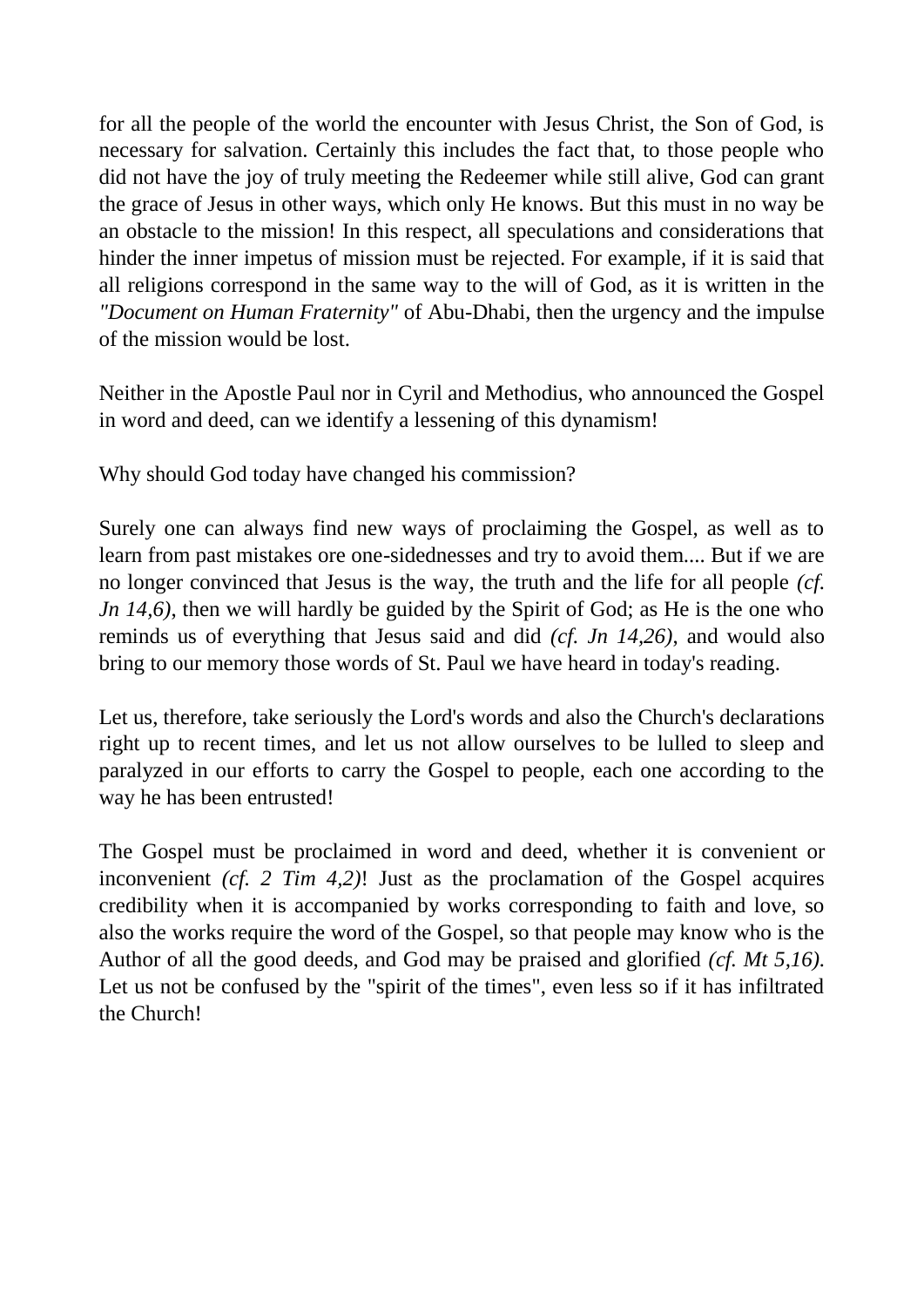for all the people of the world the encounter with Jesus Christ, the Son of God, is necessary for salvation. Certainly this includes the fact that, to those people who did not have the joy of truly meeting the Redeemer while still alive, God can grant the grace of Jesus in other ways, which only He knows. But this must in no way be an obstacle to the mission! In this respect, all speculations and considerations that hinder the inner impetus of mission must be rejected. For example, if it is said that all religions correspond in the same way to the will of God, as it is written in the *"Document on Human Fraternity"* of Abu-Dhabi, then the urgency and the impulse of the mission would be lost.

Neither in the Apostle Paul nor in Cyril and Methodius, who announced the Gospel in word and deed, can we identify a lessening of this dynamism!

Why should God today have changed his commission?

Surely one can always find new ways of proclaiming the Gospel, as well as to learn from past mistakes ore one-sidednesses and try to avoid them.... But if we are no longer convinced that Jesus is the way, the truth and the life for all people *(cf. Jn 14,6)*, then we will hardly be guided by the Spirit of God; as He is the one who reminds us of everything that Jesus said and did *(cf. Jn 14,26)*, and would also bring to our memory those words of St. Paul we have heard in today's reading.

Let us, therefore, take seriously the Lord's words and also the Church's declarations right up to recent times, and let us not allow ourselves to be lulled to sleep and paralyzed in our efforts to carry the Gospel to people, each one according to the way he has been entrusted!

The Gospel must be proclaimed in word and deed, whether it is convenient or inconvenient *(cf. 2 Tim 4,2)*! Just as the proclamation of the Gospel acquires credibility when it is accompanied by works corresponding to faith and love, so also the works require the word of the Gospel, so that people may know who is the Author of all the good deeds, and God may be praised and glorified *(cf. Mt 5,16).* Let us not be confused by the "spirit of the times", even less so if it has infiltrated the Church!